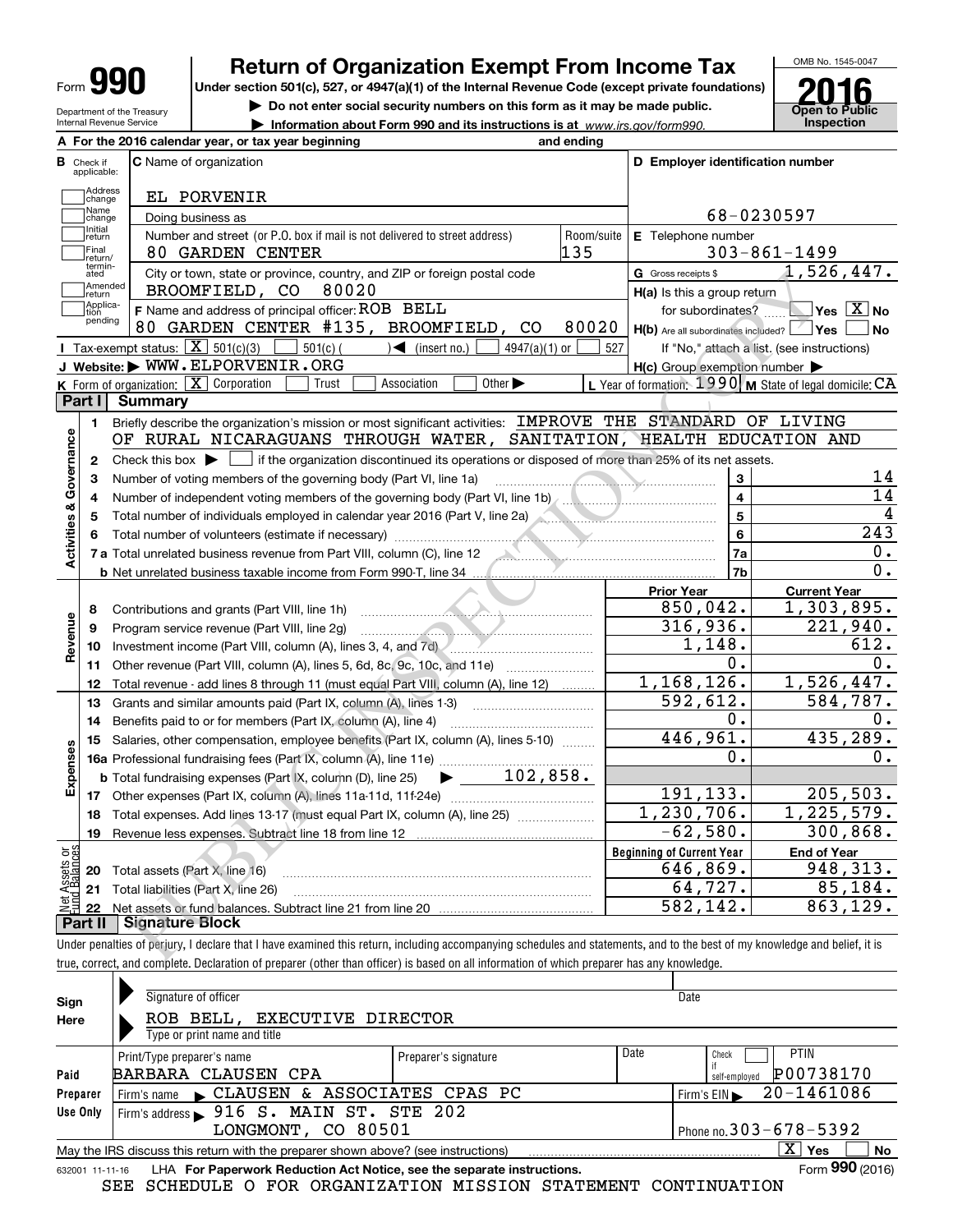# Form 990 — Return of Organization Exempt From Income Tax (2016)

Under section 501(c), 527, or 4947(a)(1) of the Internal Revenue Code (except private foundations)

▶ Do not enter social security numbers on this form as it may be made public.

▶ Information about Form 990 and its instructions is at www.irs.gov/form990.

OMB No. 1545-0047 — **Open to Public Inspection**

Department of the Treasury, Internal Revenue Service

**A** For the 2016 calendar year, or tax year beginning ______ and ending ______

**B** Check if applicable: Address change, Name change, Initial return, Final return/terminated, Amended return, Application pending

**C** Name of organization: EL PORVENIR

Doing business as

Number and street (or P.O. box if mail is not delivered to street address): 80 GARDEN CENTER — Room/suite: 135

City or town, state or province, country, and ZIP or foreign postal code: BROOMFIELD, CO 80020

**D** Employer identification number: 68-0230597

**E** Telephone number: 303-861-1499

**G** Gross receipts $ 1,526,447.

**F** Name and address of principal officer: ROB BELL, 80 GARDEN CENTER #135, BROOMFIELD, CO 80020

**H(a)** Is this a group return for subordinates? ☐ Yes ☒ No

**H(b)** Are all subordinates included? ☐ Yes ☐ No — If "No," attach a list. (see instructions)

**H(c)** Group exemption number ▶

**I** Tax-exempt status: ☒ 501(c)(3) ☐ 501(c) ( ) ◀ (insert no.) ☐ 4947(a)(1) or ☐ 527

**J** Website: ▶ WWW.ELPORVENIR.ORG

**K** Form of organization: ☒ Corporation ☐ Trust ☐ Association ☐ Other ▶

**L** Year of formation: 1990 **M** State of legal domicile: CA

## Part I Summary

### Activities & Governance

1. Briefly describe the organization's mission or most significant activities: IMPROVE THE STANDARD OF LIVING OF RURAL NICARAGUANS THROUGH WATER, SANITATION, HEALTH EDUCATION AND
2. Check this box ▶ ☐ if the organization discontinued its operations or disposed of more than 25% of its net assets.

| | | | |
|---|---|---|---|
| 3 | Number of voting members of the governing body (Part VI, line 1a) | 3 | 14 |
| 4 | Number of independent voting members of the governing body (Part VI, line 1b) | 4 | 14 |
| 5 | Total number of individuals employed in calendar year 2016 (Part V, line 2a) | 5 | 4 |
| 6 | Total number of volunteers (estimate if necessary) | 6 | 243 |
| 7a | Total unrelated business revenue from Part VIII, column (C), line 12 | 7a | 0. |
| b | Net unrelated business taxable income from Form 990-T, line 34 | 7b | 0. |

### Revenue / Expenses

| | | Prior Year | Current Year |
|---|---|---|---|
| 8 | Contributions and grants (Part VIII, line 1h) | 850,042. | 1,303,895. |
| 9 | Program service revenue (Part VIII, line 2g) | 316,936. | 221,940. |
| 10 | Investment income (Part VIII, column (A), lines 3, 4, and 7d) | 1,148. | 612. |
| 11 | Other revenue (Part VIII, column (A), lines 5, 6d, 8c, 9c, 10c, and 11e) | 0. | 0. |
| 12 | Total revenue - add lines 8 through 11 (must equal Part VIII, column (A), line 12) | 1,168,126. | 1,526,447. |
| 13 | Grants and similar amounts paid (Part IX, column (A), lines 1-3) | 592,612. | 584,787. |
| 14 | Benefits paid to or for members (Part IX, column (A), line 4) | 0. | 0. |
| 15 | Salaries, other compensation, employee benefits (Part IX, column (A), lines 5-10) | 446,961. | 435,289. |
| 16a | Professional fundraising fees (Part IX, column (A), line 11e) | 0. | 0. |
| b | Total fundraising expenses (Part IX, column (D), line 25) ▶ 102,858. | | |
| 17 | Other expenses (Part IX, column (A), lines 11a-11d, 11f-24e) | 191,133. | 205,503. |
| 18 | Total expenses. Add lines 13-17 (must equal Part IX, column (A), line 25) | 1,230,706. | 1,225,579. |
| 19 | Revenue less expenses. Subtract line 18 from line 12 | -62,580. | 300,868. |

### Net Assets or Fund Balances

| | | Beginning of Current Year | End of Year |
|---|---|---|---|
| 20 | Total assets (Part X, line 16) | 646,869. | 948,313. |
| 21 | Total liabilities (Part X, line 26) | 64,727. | 85,184. |
| 22 | Net assets or fund balances. Subtract line 21 from line 20 | 582,142. | 863,129. |

## Part II Signature Block

Under penalties of perjury, I declare that I have examined this return, including accompanying schedules and statements, and to the best of my knowledge and belief, it is true, correct, and complete. Declaration of preparer (other than officer) is based on all information of which preparer has any knowledge.

**Sign Here**

Signature of officer ______ Date ______

ROB BELL, EXECUTIVE DIRECTOR

Type or print name and title

**Paid Preparer Use Only**

| Print/Type preparer's name | Preparer's signature | Date | Check if self-employed | PTIN |
|---|---|---|---|---|
| BARBARA CLAUSEN CPA | | | ☐ | P00738170 |

Firm's name ▶ CLAUSEN & ASSOCIATES CPAS PC — Firm's EIN ▶ 20-1461086

Firm's address ▶ 916 S. MAIN ST. STE 202, LONGMONT, CO 80501 — Phone no. 303-678-5392

May the IRS discuss this return with the preparer shown above? (see instructions) ☒ Yes ☐ No

632001 11-11-16 LHA For Paperwork Reduction Act Notice, see the separate instructions. Form **990** (2016)

SEE SCHEDULE O FOR ORGANIZATION MISSION STATEMENT CONTINUATION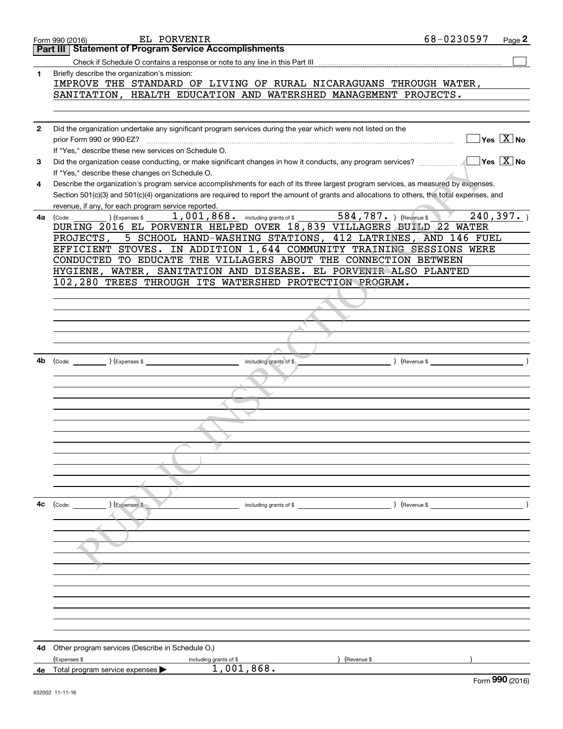Form 990 (2016) EL PORVENIR 68-0230597

## Part III Statement of Program Service Accomplishments

Check if Schedule O contains a response or note to any line in this Part III ☐

**1** Briefly describe the organization's mission:

IMPROVE THE STANDARD OF LIVING OF RURAL NICARAGUANS THROUGH WATER, SANITATION, HEALTH EDUCATION AND WATERSHED MANAGEMENT PROJECTS.

**2** Did the organization undertake any significant program services during the year which were not listed on the prior Form 990 or 990-EZ? ☐ Yes ☒ No

If "Yes," describe these new services on Schedule O.

**3** Did the organization cease conducting, or make significant changes in how it conducts, any program services? ☐ Yes ☒ No

If "Yes," describe these changes on Schedule O.

**4** Describe the organization's program service accomplishments for each of its three largest program services, as measured by expenses. Section 501(c)(3) and 501(c)(4) organizations are required to report the amount of grants and allocations to others, the total expenses, and revenue, if any, for each program service reported.

**4a** (Code: ) (Expenses $ 1,001,868. including grants of $ 584,787. ) (Revenue $ 240,397. )

DURING 2016 EL PORVENIR HELPED OVER 18,839 VILLAGERS BUILD 22 WATER PROJECTS, 5 SCHOOL HAND-WASHING STATIONS, 412 LATRINES, AND 146 FUEL EFFICIENT STOVES. IN ADDITION 1,644 COMMUNITY TRAINING SESSIONS WERE CONDUCTED TO EDUCATE THE VILLAGERS ABOUT THE CONNECTION BETWEEN HYGIENE, WATER, SANITATION AND DISEASE. EL PORVENIR ALSO PLANTED 102,280 TREES THROUGH ITS WATERSHED PROTECTION PROGRAM.

**4b** (Code: ) (Expenses $ including grants of $ ) (Revenue $ )

**4c** (Code: ) (Expenses $ including grants of $ ) (Revenue $ )

**4d** Other program services (Describe in Schedule O.)

(Expenses $ including grants of $ ) (Revenue $ )

**4e** Total program service expenses ▶ 1,001,868.

Form **990** (2016)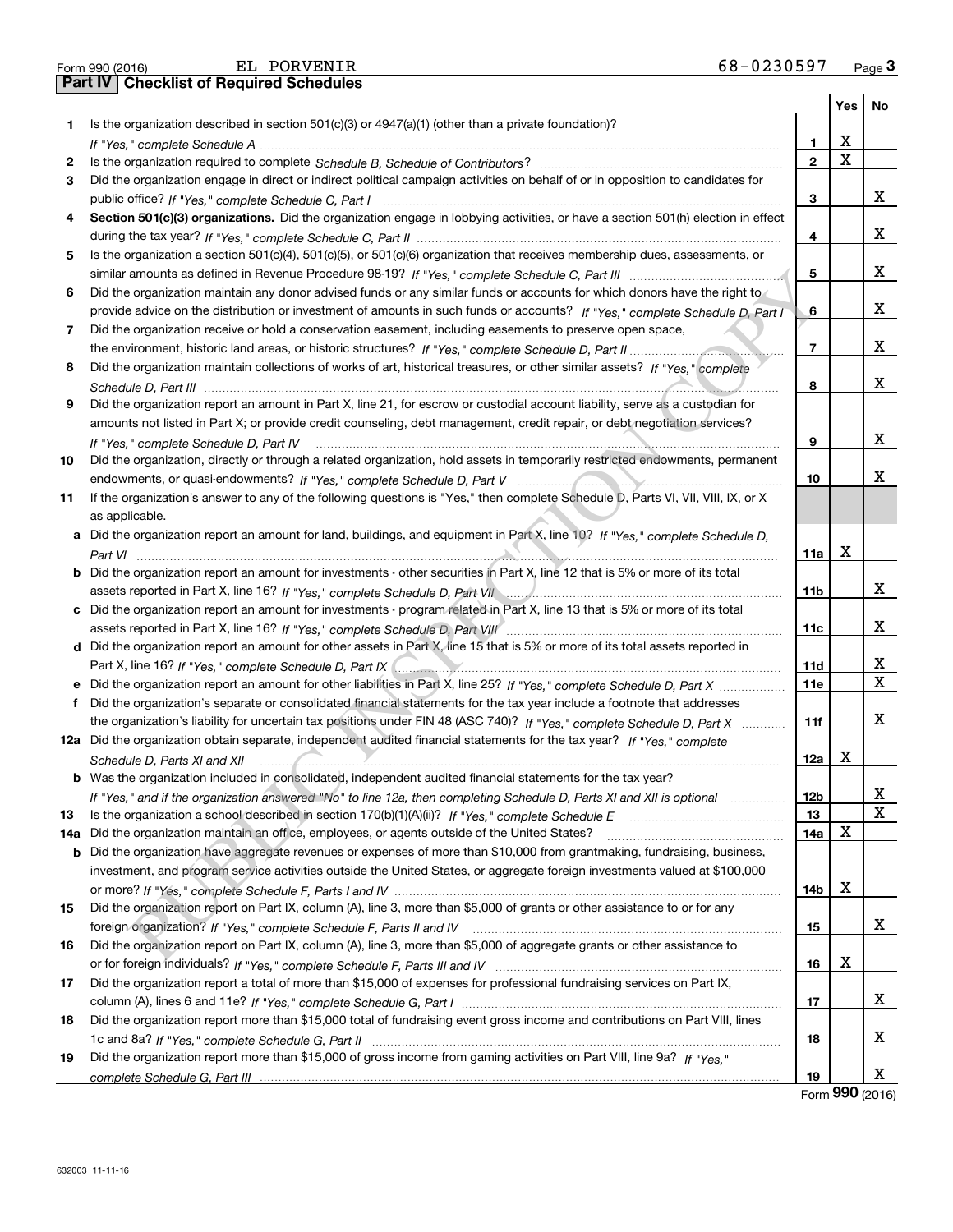Form 990 (2016) EL PORVENIR 68-0230597

## Part IV | Checklist of Required Schedules

| | | | Yes | No |
|---|---|---|---|---|
| 1 | Is the organization described in section 501(c)(3) or 4947(a)(1) (other than a private foundation)? *If "Yes," complete Schedule A* | 1 | X | |
| 2 | Is the organization required to complete *Schedule B, Schedule of Contributors*? | 2 | X | |
| 3 | Did the organization engage in direct or indirect political campaign activities on behalf of or in opposition to candidates for public office? *If "Yes," complete Schedule C, Part I* | 3 | | X |
| 4 | **Section 501(c)(3) organizations.** Did the organization engage in lobbying activities, or have a section 501(h) election in effect during the tax year? *If "Yes," complete Schedule C, Part II* | 4 | | X |
| 5 | Is the organization a section 501(c)(4), 501(c)(5), or 501(c)(6) organization that receives membership dues, assessments, or similar amounts as defined in Revenue Procedure 98-19? *If "Yes," complete Schedule C, Part III* | 5 | | X |
| 6 | Did the organization maintain any donor advised funds or any similar funds or accounts for which donors have the right to provide advice on the distribution or investment of amounts in such funds or accounts? *If "Yes," complete Schedule D, Part I* | 6 | | X |
| 7 | Did the organization receive or hold a conservation easement, including easements to preserve open space, the environment, historic land areas, or historic structures? *If "Yes," complete Schedule D, Part II* | 7 | | X |
| 8 | Did the organization maintain collections of works of art, historical treasures, or other similar assets? *If "Yes," complete Schedule D, Part III* | 8 | | X |
| 9 | Did the organization report an amount in Part X, line 21, for escrow or custodial account liability, serve as a custodian for amounts not listed in Part X; or provide credit counseling, debt management, credit repair, or debt negotiation services? *If "Yes," complete Schedule D, Part IV* | 9 | | X |
| 10 | Did the organization, directly or through a related organization, hold assets in temporarily restricted endowments, permanent endowments, or quasi-endowments? *If "Yes," complete Schedule D, Part V* | 10 | | X |
| 11 | If the organization's answer to any of the following questions is "Yes," then complete Schedule D, Parts VI, VII, VIII, IX, or X as applicable. | | | |
| a | Did the organization report an amount for land, buildings, and equipment in Part X, line 10? *If "Yes," complete Schedule D, Part VI* | 11a | X | |
| b | Did the organization report an amount for investments - other securities in Part X, line 12 that is 5% or more of its total assets reported in Part X, line 16? *If "Yes," complete Schedule D, Part VII* | 11b | | X |
| c | Did the organization report an amount for investments - program related in Part X, line 13 that is 5% or more of its total assets reported in Part X, line 16? *If "Yes," complete Schedule D, Part VIII* | 11c | | X |
| d | Did the organization report an amount for other assets in Part X, line 15 that is 5% or more of its total assets reported in Part X, line 16? *If "Yes," complete Schedule D, Part IX* | 11d | | X |
| e | Did the organization report an amount for other liabilities in Part X, line 25? *If "Yes," complete Schedule D, Part X* | 11e | | X |
| f | Did the organization's separate or consolidated financial statements for the tax year include a footnote that addresses the organization's liability for uncertain tax positions under FIN 48 (ASC 740)? *If "Yes," complete Schedule D, Part X* | 11f | | X |
| 12a | Did the organization obtain separate, independent audited financial statements for the tax year? *If "Yes," complete Schedule D, Parts XI and XII* | 12a | X | |
| b | Was the organization included in consolidated, independent audited financial statements for the tax year? *If "Yes," and if the organization answered "No" to line 12a, then completing Schedule D, Parts XI and XII is optional* | 12b | | X |
| 13 | Is the organization a school described in section 170(b)(1)(A)(ii)? *If "Yes," complete Schedule E* | 13 | | X |
| 14a | Did the organization maintain an office, employees, or agents outside of the United States? | 14a | X | |
| b | Did the organization have aggregate revenues or expenses of more than $10,000 from grantmaking, fundraising, business, investment, and program service activities outside the United States, or aggregate foreign investments valued at $100,000 or more? *If "Yes," complete Schedule F, Parts I and IV* | 14b | X | |
| 15 | Did the organization report on Part IX, column (A), line 3, more than $5,000 of grants or other assistance to or for any foreign organization? *If "Yes," complete Schedule F, Parts II and IV* | 15 | | X |
| 16 | Did the organization report on Part IX, column (A), line 3, more than $5,000 of aggregate grants or other assistance to or for foreign individuals? *If "Yes," complete Schedule F, Parts III and IV* | 16 | X | |
| 17 | Did the organization report a total of more than $15,000 of expenses for professional fundraising services on Part IX, column (A), lines 6 and 11e? *If "Yes," complete Schedule G, Part I* | 17 | | X |
| 18 | Did the organization report more than $15,000 total of fundraising event gross income and contributions on Part VIII, lines 1c and 8a? *If "Yes," complete Schedule G, Part II* | 18 | | X |
| 19 | Did the organization report more than $15,000 of gross income from gaming activities on Part VIII, line 9a? *If "Yes," complete Schedule G, Part III* | 19 | | X |

Form **990** (2016)

632003 11-11-16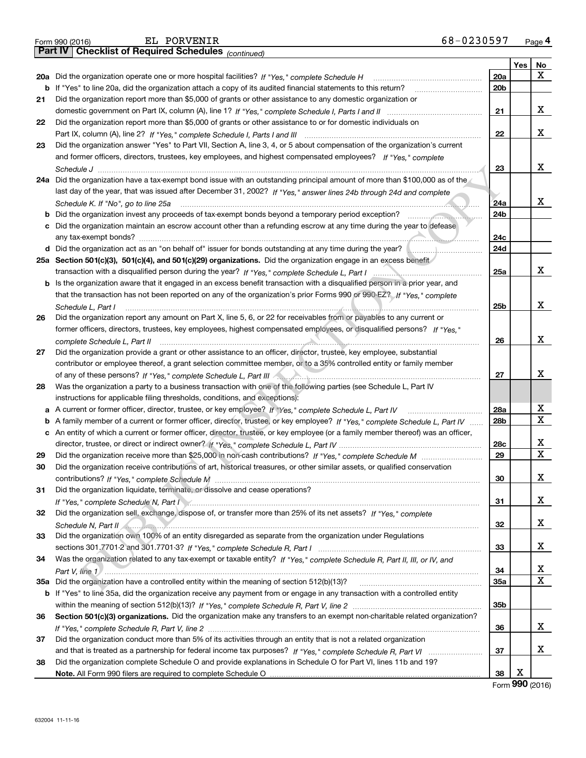Form 990 (2016) EL PORVENIR 68-0230597

## Part IV Checklist of Required Schedules *(continued)*

| | | | Yes | No |
|---|---|---|---|---|
| 20a | Did the organization operate one or more hospital facilities? *If "Yes," complete Schedule H* | 20a | | X |
| b | If "Yes" to line 20a, did the organization attach a copy of its audited financial statements to this return? | 20b | | |
| 21 | Did the organization report more than $5,000 of grants or other assistance to any domestic organization or domestic government on Part IX, column (A), line 1? *If "Yes," complete Schedule I, Parts I and II* | 21 | | X |
| 22 | Did the organization report more than $5,000 of grants or other assistance to or for domestic individuals on Part IX, column (A), line 2? *If "Yes," complete Schedule I, Parts I and III* | 22 | | X |
| 23 | Did the organization answer "Yes" to Part VII, Section A, line 3, 4, or 5 about compensation of the organization's current and former officers, directors, trustees, key employees, and highest compensated employees? *If "Yes," complete Schedule J* | 23 | | X |
| 24a | Did the organization have a tax-exempt bond issue with an outstanding principal amount of more than $100,000 as of the last day of the year, that was issued after December 31, 2002? *If "Yes," answer lines 24b through 24d and complete Schedule K. If "No", go to line 25a* | 24a | | X |
| b | Did the organization invest any proceeds of tax-exempt bonds beyond a temporary period exception? | 24b | | |
| c | Did the organization maintain an escrow account other than a refunding escrow at any time during the year to defease any tax-exempt bonds? | 24c | | |
| d | Did the organization act as an "on behalf of" issuer for bonds outstanding at any time during the year? | 24d | | |
| 25a | **Section 501(c)(3), 501(c)(4), and 501(c)(29) organizations.** Did the organization engage in an excess benefit transaction with a disqualified person during the year? *If "Yes," complete Schedule L, Part I* | 25a | | X |
| b | Is the organization aware that it engaged in an excess benefit transaction with a disqualified person in a prior year, and that the transaction has not been reported on any of the organization's prior Forms 990 or 990-EZ? *If "Yes," complete Schedule L, Part I* | 25b | | X |
| 26 | Did the organization report any amount on Part X, line 5, 6, or 22 for receivables from or payables to any current or former officers, directors, trustees, key employees, highest compensated employees, or disqualified persons? *If "Yes," complete Schedule L, Part II* | 26 | | X |
| 27 | Did the organization provide a grant or other assistance to an officer, director, trustee, key employee, substantial contributor or employee thereof, a grant selection committee member, or to a 35% controlled entity or family member of any of these persons? *If "Yes," complete Schedule L, Part III* | 27 | | X |
| 28 | Was the organization a party to a business transaction with one of the following parties (see Schedule L, Part IV instructions for applicable filing thresholds, conditions, and exceptions): | | | |
| a | A current or former officer, director, trustee, or key employee? *If "Yes," complete Schedule L, Part IV* | 28a | | X |
| b | A family member of a current or former officer, director, trustee, or key employee? *If "Yes," complete Schedule L, Part IV* | 28b | | X |
| c | An entity of which a current or former officer, director, trustee, or key employee (or a family member thereof) was an officer, director, trustee, or direct or indirect owner? *If "Yes," complete Schedule L, Part IV* | 28c | | X |
| 29 | Did the organization receive more than $25,000 in non-cash contributions? *If "Yes," complete Schedule M* | 29 | | X |
| 30 | Did the organization receive contributions of art, historical treasures, or other similar assets, or qualified conservation contributions? *If "Yes," complete Schedule M* | 30 | | X |
| 31 | Did the organization liquidate, terminate, or dissolve and cease operations? *If "Yes," complete Schedule N, Part I* | 31 | | X |
| 32 | Did the organization sell, exchange, dispose of, or transfer more than 25% of its net assets? *If "Yes," complete Schedule N, Part II* | 32 | | X |
| 33 | Did the organization own 100% of an entity disregarded as separate from the organization under Regulations sections 301.7701-2 and 301.7701-3? *If "Yes," complete Schedule R, Part I* | 33 | | X |
| 34 | Was the organization related to any tax-exempt or taxable entity? *If "Yes," complete Schedule R, Part II, III, or IV, and Part V, line 1* | 34 | | X |
| 35a | Did the organization have a controlled entity within the meaning of section 512(b)(13)? | 35a | | X |
| b | If "Yes" to line 35a, did the organization receive any payment from or engage in any transaction with a controlled entity within the meaning of section 512(b)(13)? *If "Yes," complete Schedule R, Part V, line 2* | 35b | | |
| 36 | **Section 501(c)(3) organizations.** Did the organization make any transfers to an exempt non-charitable related organization? *If "Yes," complete Schedule R, Part V, line 2* | 36 | | X |
| 37 | Did the organization conduct more than 5% of its activities through an entity that is not a related organization and that is treated as a partnership for federal income tax purposes? *If "Yes," complete Schedule R, Part VI* | 37 | | X |
| 38 | Did the organization complete Schedule O and provide explanations in Schedule O for Part VI, lines 11b and 19? **Note.** All Form 990 filers are required to complete Schedule O | 38 | X | |

Form **990** (2016)

632004 11-11-16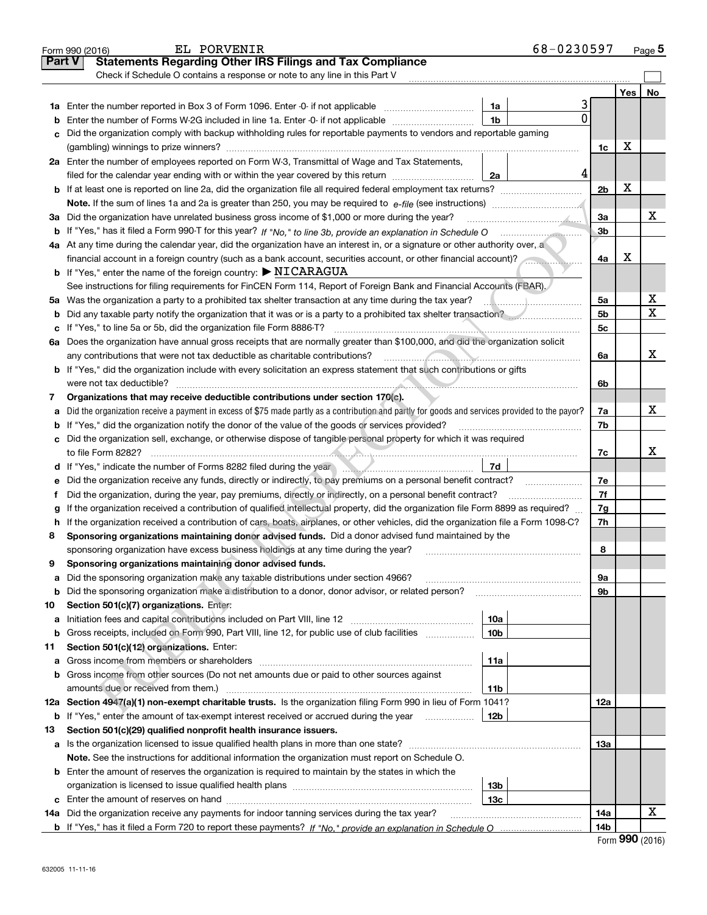Form 990 (2016) EL PORVENIR 68-0230597 Page 5

## Part V Statements Regarding Other IRS Filings and Tax Compliance

Check if Schedule O contains a response or note to any line in this Part V

| | | | | | Yes | No |
|---|---|---|---|---|---|---|
| **1a** | Enter the number reported in Box 3 of Form 1096. Enter -0- if not applicable | 1a | 3 | | | |
| **b** | Enter the number of Forms W-2G included in line 1a. Enter -0- if not applicable | 1b | 0 | | | |
| **c** | Did the organization comply with backup withholding rules for reportable payments to vendors and reportable gaming (gambling) winnings to prize winners? | | | 1c | X | |
| **2a** | Enter the number of employees reported on Form W-3, Transmittal of Wage and Tax Statements, filed for the calendar year ending with or within the year covered by this return | 2a | 4 | | | |
| **b** | If at least one is reported on line 2a, did the organization file all required federal employment tax returns? | | | 2b | X | |
| | **Note.** If the sum of lines 1a and 2a is greater than 250, you may be required to *e-file* (see instructions) | | | | | |
| **3a** | Did the organization have unrelated business gross income of $1,000 or more during the year? | | | 3a | | X |
| **b** | If "Yes," has it filed a Form 990-T for this year? *If "No," to line 3b, provide an explanation in Schedule O* | | | 3b | | |
| **4a** | At any time during the calendar year, did the organization have an interest in, or a signature or other authority over, a financial account in a foreign country (such as a bank account, securities account, or other financial account)? | | | 4a | X | |
| **b** | If "Yes," enter the name of the foreign country: ▶ NICARAGUA | | | | | |
| | See instructions for filing requirements for FinCEN Form 114, Report of Foreign Bank and Financial Accounts (FBAR). | | | | | |
| **5a** | Was the organization a party to a prohibited tax shelter transaction at any time during the tax year? | | | 5a | | X |
| **b** | Did any taxable party notify the organization that it was or is a party to a prohibited tax shelter transaction? | | | 5b | | X |
| **c** | If "Yes," to line 5a or 5b, did the organization file Form 8886-T? | | | 5c | | |
| **6a** | Does the organization have annual gross receipts that are normally greater than $100,000, and did the organization solicit any contributions that were not tax deductible as charitable contributions? | | | 6a | | X |
| **b** | If "Yes," did the organization include with every solicitation an express statement that such contributions or gifts were not tax deductible? | | | 6b | | |
| **7** | **Organizations that may receive deductible contributions under section 170(c).** | | | | | |
| **a** | Did the organization receive a payment in excess of $75 made partly as a contribution and partly for goods and services provided to the payor? | | | 7a | | X |
| **b** | If "Yes," did the organization notify the donor of the value of the goods or services provided? | | | 7b | | |
| **c** | Did the organization sell, exchange, or otherwise dispose of tangible personal property for which it was required to file Form 8282? | | | 7c | | X |
| **d** | If "Yes," indicate the number of Forms 8282 filed during the year | 7d | | | | |
| **e** | Did the organization receive any funds, directly or indirectly, to pay premiums on a personal benefit contract? | | | 7e | | |
| **f** | Did the organization, during the year, pay premiums, directly or indirectly, on a personal benefit contract? | | | 7f | | |
| **g** | If the organization received a contribution of qualified intellectual property, did the organization file Form 8899 as required? | | | 7g | | |
| **h** | If the organization received a contribution of cars, boats, airplanes, or other vehicles, did the organization file a Form 1098-C? | | | 7h | | |
| **8** | **Sponsoring organizations maintaining donor advised funds.** Did a donor advised fund maintained by the sponsoring organization have excess business holdings at any time during the year? | | | 8 | | |
| **9** | **Sponsoring organizations maintaining donor advised funds.** | | | | | |
| **a** | Did the sponsoring organization make any taxable distributions under section 4966? | | | 9a | | |
| **b** | Did the sponsoring organization make a distribution to a donor, donor advisor, or related person? | | | 9b | | |
| **10** | **Section 501(c)(7) organizations.** Enter: | | | | | |
| **a** | Initiation fees and capital contributions included on Part VIII, line 12 | 10a | | | | |
| **b** | Gross receipts, included on Form 990, Part VIII, line 12, for public use of club facilities | 10b | | | | |
| **11** | **Section 501(c)(12) organizations.** Enter: | | | | | |
| **a** | Gross income from members or shareholders | 11a | | | | |
| **b** | Gross income from other sources (Do not net amounts due or paid to other sources against amounts due or received from them.) | 11b | | | | |
| **12a** | **Section 4947(a)(1) non-exempt charitable trusts.** Is the organization filing Form 990 in lieu of Form 1041? | | | 12a | | |
| **b** | If "Yes," enter the amount of tax-exempt interest received or accrued during the year | 12b | | | | |
| **13** | **Section 501(c)(29) qualified nonprofit health insurance issuers.** | | | | | |
| **a** | Is the organization licensed to issue qualified health plans in more than one state? | | | 13a | | |
| | **Note.** See the instructions for additional information the organization must report on Schedule O. | | | | | |
| **b** | Enter the amount of reserves the organization is required to maintain by the states in which the organization is licensed to issue qualified health plans | 13b | | | | |
| **c** | Enter the amount of reserves on hand | 13c | | | | |
| **14a** | Did the organization receive any payments for indoor tanning services during the tax year? | | | 14a | | X |
| **b** | If "Yes," has it filed a Form 720 to report these payments? *If "No," provide an explanation in Schedule O* | | | 14b | | |

Form **990** (2016)

632005 11-11-16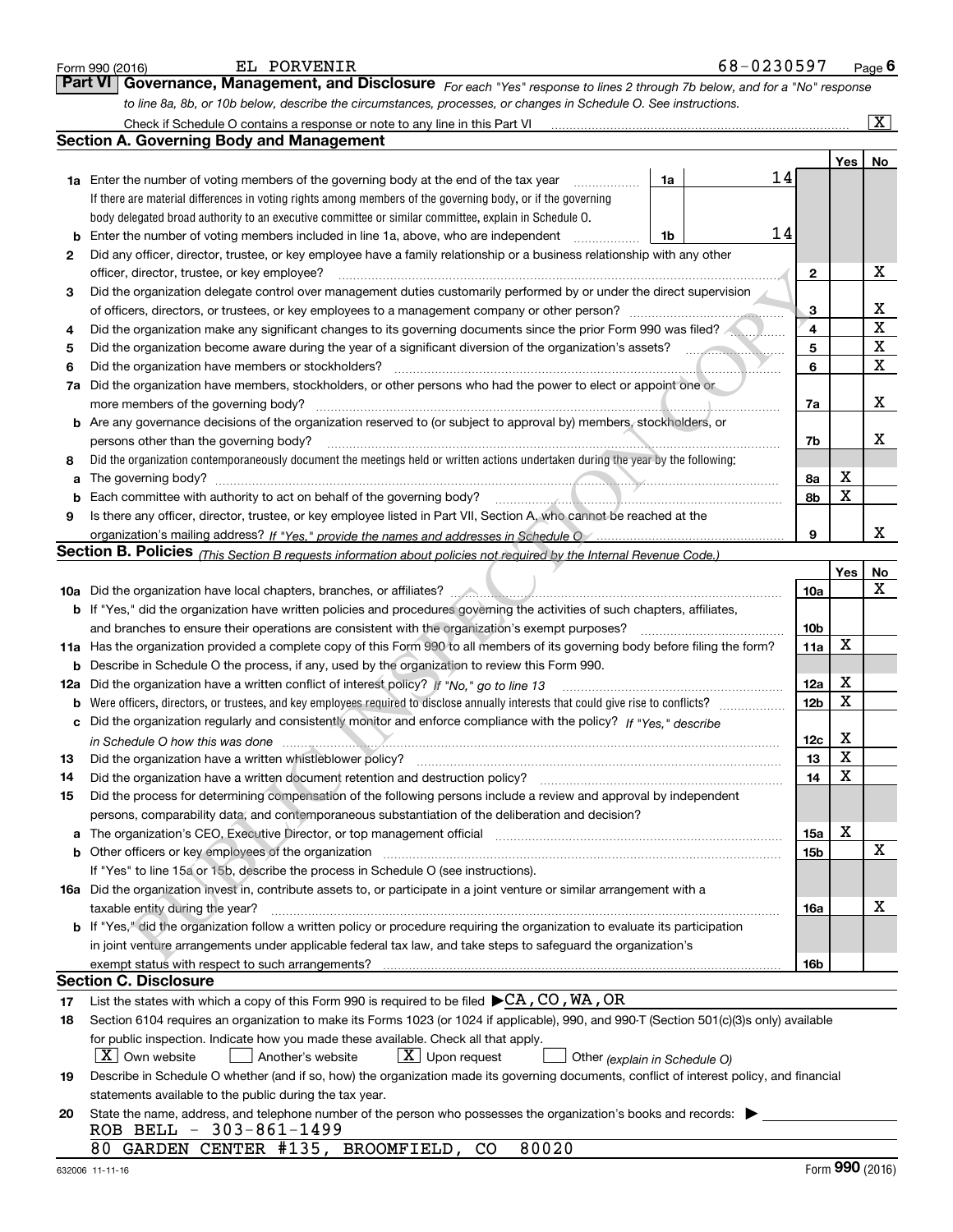Form 990 (2016) EL PORVENIR 68-0230597 Page 6

## Part VI Governance, Management, and Disclosure

*For each "Yes" response to lines 2 through 7b below, and for a "No" response to line 8a, 8b, or 10b below, describe the circumstances, processes, or changes in Schedule O. See instructions.*

Check if Schedule O contains a response or note to any line in this Part VI ..... [X]

### Section A. Governing Body and Management

| | | | Yes | No |
|---|---|---|---|---|
| **1a** | Enter the number of voting members of the governing body at the end of the tax year ..... **1a** 14. If there are material differences in voting rights among members of the governing body, or if the governing body delegated broad authority to an executive committee or similar committee, explain in Schedule O. | | | |
| **b** | Enter the number of voting members included in line 1a, above, who are independent ..... **1b** 14 | | | |
| **2** | Did any officer, director, trustee, or key employee have a family relationship or a business relationship with any other officer, director, trustee, or key employee? | 2 | | X |
| **3** | Did the organization delegate control over management duties customarily performed by or under the direct supervision of officers, directors, or trustees, or key employees to a management company or other person? | 3 | | X |
| **4** | Did the organization make any significant changes to its governing documents since the prior Form 990 was filed? | 4 | | X |
| **5** | Did the organization become aware during the year of a significant diversion of the organization's assets? | 5 | | X |
| **6** | Did the organization have members or stockholders? | 6 | | X |
| **7a** | Did the organization have members, stockholders, or other persons who had the power to elect or appoint one or more members of the governing body? | 7a | | X |
| **b** | Are any governance decisions of the organization reserved to (or subject to approval by) members, stockholders, or persons other than the governing body? | 7b | | X |
| **8** | Did the organization contemporaneously document the meetings held or written actions undertaken during the year by the following: | | | |
| **a** | The governing body? | 8a | X | |
| **b** | Each committee with authority to act on behalf of the governing body? | 8b | X | |
| **9** | Is there any officer, director, trustee, or key employee listed in Part VII, Section A, who cannot be reached at the organization's mailing address? *If "Yes," provide the names and addresses in Schedule O* | 9 | | X |

### Section B. Policies *(This Section B requests information about policies not required by the Internal Revenue Code.)*

| | | | Yes | No |
|---|---|---|---|---|
| **10a** | Did the organization have local chapters, branches, or affiliates? | 10a | | X |
| **b** | If "Yes," did the organization have written policies and procedures governing the activities of such chapters, affiliates, and branches to ensure their operations are consistent with the organization's exempt purposes? | 10b | | |
| **11a** | Has the organization provided a complete copy of this Form 990 to all members of its governing body before filing the form? | 11a | X | |
| **b** | Describe in Schedule O the process, if any, used by the organization to review this Form 990. | | | |
| **12a** | Did the organization have a written conflict of interest policy? *If "No," go to line 13* | 12a | X | |
| **b** | Were officers, directors, or trustees, and key employees required to disclose annually interests that could give rise to conflicts? | 12b | X | |
| **c** | Did the organization regularly and consistently monitor and enforce compliance with the policy? *If "Yes," describe in Schedule O how this was done* | 12c | X | |
| **13** | Did the organization have a written whistleblower policy? | 13 | X | |
| **14** | Did the organization have a written document retention and destruction policy? | 14 | X | |
| **15** | Did the process for determining compensation of the following persons include a review and approval by independent persons, comparability data, and contemporaneous substantiation of the deliberation and decision? | | | |
| **a** | The organization's CEO, Executive Director, or top management official | 15a | X | |
| **b** | Other officers or key employees of the organization | 15b | | X |
| | If "Yes" to line 15a or 15b, describe the process in Schedule O (see instructions). | | | |
| **16a** | Did the organization invest in, contribute assets to, or participate in a joint venture or similar arrangement with a taxable entity during the year? | 16a | | X |
| **b** | If "Yes," did the organization follow a written policy or procedure requiring the organization to evaluate its participation in joint venture arrangements under applicable federal tax law, and take steps to safeguard the organization's exempt status with respect to such arrangements? | 16b | | |

### Section C. Disclosure

**17** List the states with which a copy of this Form 990 is required to be filed ▶ CA, CO, WA, OR

**18** Section 6104 requires an organization to make its Forms 1023 (or 1024 if applicable), 990, and 990-T (Section 501(c)(3)s only) available for public inspection. Indicate how you made these available. Check all that apply.

[X] Own website [ ] Another's website [X] Upon request [ ] Other *(explain in Schedule O)*

**19** Describe in Schedule O whether (and if so, how) the organization made its governing documents, conflict of interest policy, and financial statements available to the public during the tax year.

**20** State the name, address, and telephone number of the person who possesses the organization's books and records: ▶

ROB BELL - 303-861-1499
80 GARDEN CENTER #135, BROOMFIELD, CO 80020

632006 11-11-16 Form **990** (2016)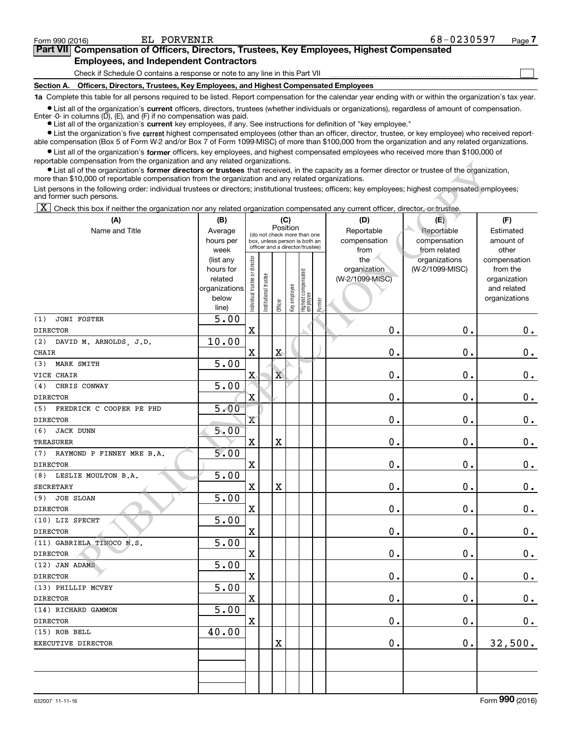Form 990 (2016) EL PORVENIR 68-0230597 Page 7

## Part VII Compensation of Officers, Directors, Trustees, Key Employees, Highest Compensated Employees, and Independent Contractors

Check if Schedule O contains a response or note to any line in this Part VII ☐

### Section A. Officers, Directors, Trustees, Key Employees, and Highest Compensated Employees

**1a** Complete this table for all persons required to be listed. Report compensation for the calendar year ending with or within the organization's tax year.

- List all of the organization's **current** officers, directors, trustees (whether individuals or organizations), regardless of amount of compensation. Enter -0- in columns (D), (E), and (F) if no compensation was paid.
- List all of the organization's **current** key employees, if any. See instructions for definition of "key employee."
- List the organization's five **current** highest compensated employees (other than an officer, director, trustee, or key employee) who received reportable compensation (Box 5 of Form W-2 and/or Box 7 of Form 1099-MISC) of more than $100,000 from the organization and any related organizations.
- List all of the organization's **former** officers, key employees, and highest compensated employees who received more than $100,000 of reportable compensation from the organization and any related organizations.
- List all of the organization's **former directors or trustees** that received, in the capacity as a former director or trustee of the organization, more than $10,000 of reportable compensation from the organization and any related organizations.

List persons in the following order: individual trustees or directors; institutional trustees; officers; key employees; highest compensated employees; and former such persons.

☒ Check this box if neither the organization nor any related organization compensated any current officer, director, or trustee.

| (A) Name and Title | (B) Average hours per week (list any hours for related organizations below line) | (C) Position: Individual trustee or director | Institutional trustee | Officer | Key employee | Highest compensated employee | Former | (D) Reportable compensation from the organization (W-2/1099-MISC) | (E) Reportable compensation from related organizations (W-2/1099-MISC) | (F) Estimated amount of other compensation from the organization and related organizations |
|---|---|---|---|---|---|---|---|---|---|---|
| (1) JONI FOSTER<br>DIRECTOR | 5.00 | X | | | | | | 0. | 0. | 0. |
| (2) DAVID M. ARNOLDS, J.D.<br>CHAIR | 10.00 | X | | X | | | | 0. | 0. | 0. |
| (3) MARK SMITH<br>VICE CHAIR | 5.00 | X | | X | | | | 0. | 0. | 0. |
| (4) CHRIS CONWAY<br>DIRECTOR | 5.00 | X | | | | | | 0. | 0. | 0. |
| (5) FREDRICK C COOPER PE PHD<br>DIRECTOR | 5.00 | X | | | | | | 0. | 0. | 0. |
| (6) JACK DUNN<br>TREASURER | 5.00 | X | | X | | | | 0. | 0. | 0. |
| (7) RAYMOND P FINNEY MRE B.A.<br>DIRECTOR | 5.00 | X | | | | | | 0. | 0. | 0. |
| (8) LESLIE MOULTON B.A.<br>SECRETARY | 5.00 | X | | X | | | | 0. | 0. | 0. |
| (9) JOE SLOAN<br>DIRECTOR | 5.00 | X | | | | | | 0. | 0. | 0. |
| (10) LIZ SPECHT<br>DIRECTOR | 5.00 | X | | | | | | 0. | 0. | 0. |
| (11) GABRIELA TINOCO M.S.<br>DIRECTOR | 5.00 | X | | | | | | 0. | 0. | 0. |
| (12) JAN ADAMS<br>DIRECTOR | 5.00 | X | | | | | | 0. | 0. | 0. |
| (13) PHILLIP MCVEY<br>DIRECTOR | 5.00 | X | | | | | | 0. | 0. | 0. |
| (14) RICHARD GAMMON<br>DIRECTOR | 5.00 | X | | | | | | 0. | 0. | 0. |
| (15) ROB BELL<br>EXECUTIVE DIRECTOR | 40.00 | | | X | | | | 0. | 0. | 32,500. |
| | | | | | | | | | | |
| | | | | | | | | | | |

632007 11-11-16 Form **990** (2016)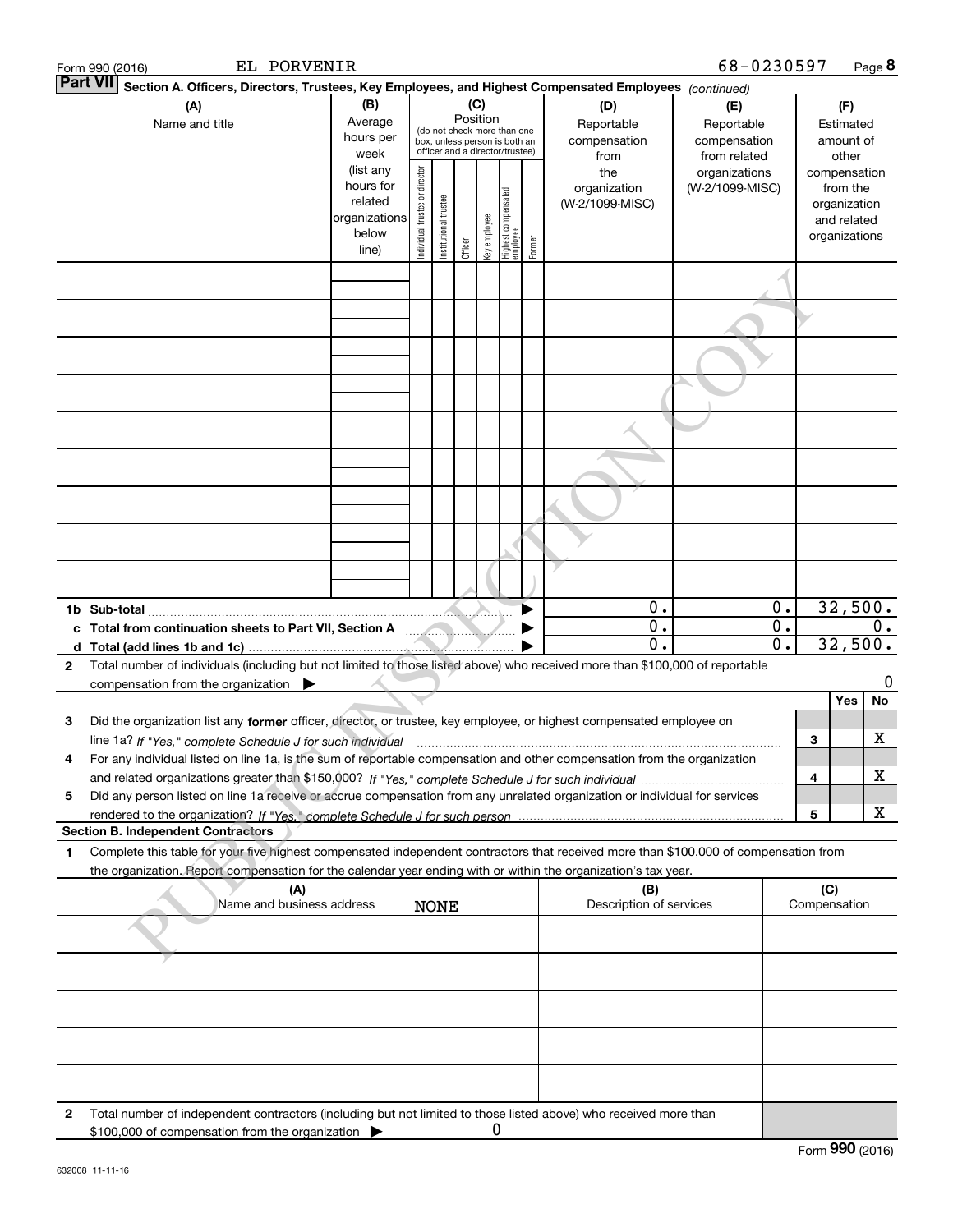Form 990 (2016) EL PORVENIR 68-0230597

**Part VII Section A. Officers, Directors, Trustees, Key Employees, and Highest Compensated Employees** *(continued)*

| (A) Name and title | (B) Average hours per week (list any hours for related organizations below line) | (C) Position (do not check more than one box, unless person is both an officer and a director/trustee): Individual trustee or director | Institutional trustee | Officer | Key employee | Highest compensated employee | Former | (D) Reportable compensation from the organization (W-2/1099-MISC) | (E) Reportable compensation from related organizations (W-2/1099-MISC) | (F) Estimated amount of other compensation from the organization and related organizations |
|---|---|---|---|---|---|---|---|---|---|---|
| | | | | | | | | | | |
| | | | | | | | | | | |
| | | | | | | | | | | |
| | | | | | | | | | | |
| | | | | | | | | | | |
| | | | | | | | | | | |
| | | | | | | | | | | |
| | | | | | | | | | | |
| | | | | | | | | | | |
| **1b Sub-total** | | | | | | | | 0. | 0. | 32,500. |
| **c Total from continuation sheets to Part VII, Section A** | | | | | | | | 0. | 0. | 0. |
| **d Total (add lines 1b and 1c)** | | | | | | | | 0. | 0. | 32,500. |

**2** Total number of individuals (including but not limited to those listed above) who received more than $100,000 of reportable compensation from the organization ▶ 0

| | | Yes | No |
|---|---|---|---|
| **3** Did the organization list any **former** officer, director, or trustee, key employee, or highest compensated employee on line 1a? *If "Yes," complete Schedule J for such individual* | 3 | | X |
| **4** For any individual listed on line 1a, is the sum of reportable compensation and other compensation from the organization and related organizations greater than $150,000? *If "Yes," complete Schedule J for such individual* | 4 | | X |
| **5** Did any person listed on line 1a receive or accrue compensation from any unrelated organization or individual for services rendered to the organization? *If "Yes," complete Schedule J for such person* | 5 | | X |

**Section B. Independent Contractors**

**1** Complete this table for your five highest compensated independent contractors that received more than $100,000 of compensation from the organization. Report compensation for the calendar year ending with or within the organization's tax year.

| (A) Name and business address | (B) Description of services | (C) Compensation |
|---|---|---|
| NONE | | |
| | | |
| | | |
| | | |
| | | |

**2** Total number of independent contractors (including but not limited to those listed above) who received more than $100,000 of compensation from the organization ▶ 0

Form **990** (2016)

632008 11-11-16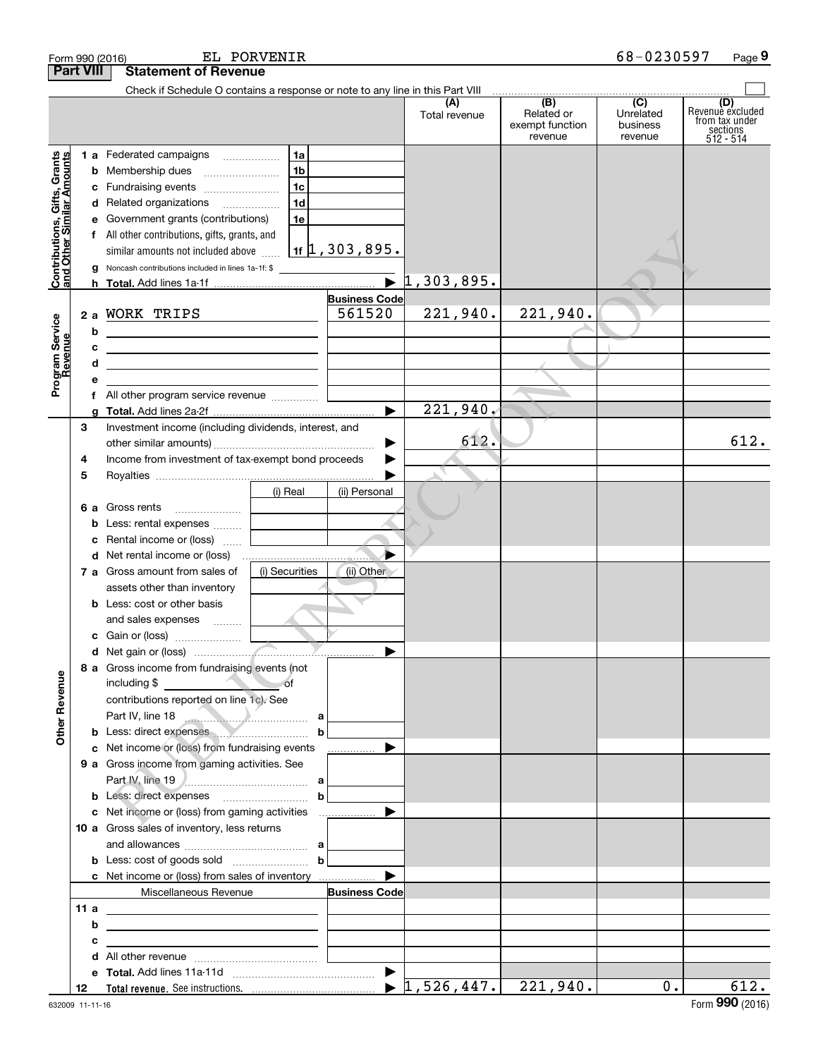Form 990 (2016) EL PORVENIR 68-0230597

## Part VIII Statement of Revenue

Check if Schedule O contains a response or note to any line in this Part VIII

| | | | (A) Total revenue | (B) Related or exempt function revenue | (C) Unrelated business revenue | (D) Revenue excluded from tax under sections 512 - 514 |
|---|---|---|---|---|---|---|
| **Contributions, Gifts, Grants and Other Similar Amounts** | 1 a Federated campaigns | 1a | | | | |
| | b Membership dues | 1b | | | | |
| | c Fundraising events | 1c | | | | |
| | d Related organizations | 1d | | | | |
| | e Government grants (contributions) | 1e | | | | |
| | f All other contributions, gifts, grants, and similar amounts not included above | 1f 1,303,895. | | | | |
| | g Noncash contributions included in lines 1a-1f: $ | | | | | |
| | h **Total.** Add lines 1a-1f | ▶ | 1,303,895. | | | |
| **Program Service Revenue** | | **Business Code** | | | | |
| | 2 a WORK TRIPS | 561520 | 221,940. | 221,940. | | |
| | b | | | | | |
| | c | | | | | |
| | d | | | | | |
| | e | | | | | |
| | f All other program service revenue | | | | | |
| | g **Total.** Add lines 2a-2f | ▶ | 221,940. | | | |
| **Other Revenue** | 3 Investment income (including dividends, interest, and other similar amounts) | ▶ | 612. | | | 612. |
| | 4 Income from investment of tax-exempt bond proceeds | ▶ | | | | |
| | 5 Royalties | ▶ | | | | |
| | | (i) Real / (ii) Personal | | | | |
| | 6 a Gross rents | | | | | |
| | b Less: rental expenses | | | | | |
| | c Rental income or (loss) | | | | | |
| | d Net rental income or (loss) | ▶ | | | | |
| | 7 a Gross amount from sales of assets other than inventory | (i) Securities / (ii) Other | | | | |
| | b Less: cost or other basis and sales expenses | | | | | |
| | c Gain or (loss) | | | | | |
| | d Net gain or (loss) | ▶ | | | | |
| | 8 a Gross income from fundraising events (not including $ of contributions reported on line 1c). See Part IV, line 18 | a | | | | |
| | b Less: direct expenses | b | | | | |
| | c Net income or (loss) from fundraising events | ▶ | | | | |
| | 9 a Gross income from gaming activities. See Part IV, line 19 | a | | | | |
| | b Less: direct expenses | b | | | | |
| | c Net income or (loss) from gaming activities | ▶ | | | | |
| | 10 a Gross sales of inventory, less returns and allowances | a | | | | |
| | b Less: cost of goods sold | b | | | | |
| | c Net income or (loss) from sales of inventory | ▶ | | | | |
| | Miscellaneous Revenue | **Business Code** | | | | |
| | 11 a | | | | | |
| | b | | | | | |
| | c | | | | | |
| | d All other revenue | | | | | |
| | e **Total.** Add lines 11a-11d | ▶ | | | | |
| | 12 **Total revenue.** See instructions. | ▶ | 1,526,447. | 221,940. | 0. | 612. |

632009 11-11-16

Form **990** (2016)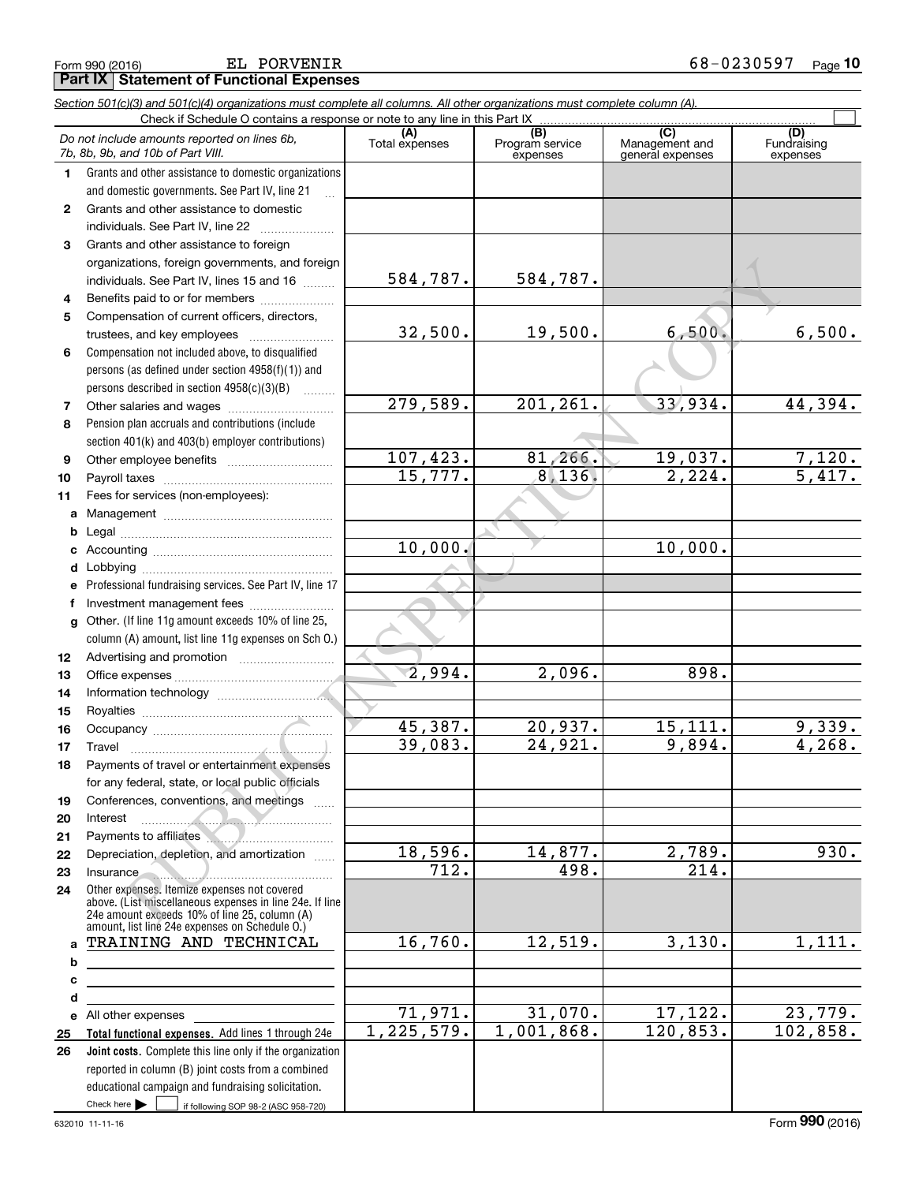Form 990 (2016) EL PORVENIR 68-0230597 Page 10

**Part IX Statement of Functional Expenses**

*Section 501(c)(3) and 501(c)(4) organizations must complete all columns. All other organizations must complete column (A).*

Check if Schedule O contains a response or note to any line in this Part IX

| | *Do not include amounts reported on lines 6b, 7b, 8b, 9b, and 10b of Part VIII.* | (A) Total expenses | (B) Program service expenses | (C) Management and general expenses | (D) Fundraising expenses |
|---|---|---|---|---|---|
| 1 | Grants and other assistance to domestic organizations and domestic governments. See Part IV, line 21 | | | | |
| 2 | Grants and other assistance to domestic individuals. See Part IV, line 22 | | | | |
| 3 | Grants and other assistance to foreign organizations, foreign governments, and foreign individuals. See Part IV, lines 15 and 16 | 584,787. | 584,787. | | |
| 4 | Benefits paid to or for members | | | | |
| 5 | Compensation of current officers, directors, trustees, and key employees | 32,500. | 19,500. | 6,500. | 6,500. |
| 6 | Compensation not included above, to disqualified persons (as defined under section 4958(f)(1)) and persons described in section 4958(c)(3)(B) | | | | |
| 7 | Other salaries and wages | 279,589. | 201,261. | 33,934. | 44,394. |
| 8 | Pension plan accruals and contributions (include section 401(k) and 403(b) employer contributions) | | | | |
| 9 | Other employee benefits | 107,423. | 81,266. | 19,037. | 7,120. |
| 10 | Payroll taxes | 15,777. | 8,136. | 2,224. | 5,417. |
| 11 | Fees for services (non-employees): | | | | |
| a | Management | | | | |
| b | Legal | | | | |
| c | Accounting | 10,000. | | 10,000. | |
| d | Lobbying | | | | |
| e | Professional fundraising services. See Part IV, line 17 | | | | |
| f | Investment management fees | | | | |
| g | Other. (If line 11g amount exceeds 10% of line 25, column (A) amount, list line 11g expenses on Sch O.) | | | | |
| 12 | Advertising and promotion | | | | |
| 13 | Office expenses | 2,994. | 2,096. | 898. | |
| 14 | Information technology | | | | |
| 15 | Royalties | | | | |
| 16 | Occupancy | 45,387. | 20,937. | 15,111. | 9,339. |
| 17 | Travel | 39,083. | 24,921. | 9,894. | 4,268. |
| 18 | Payments of travel or entertainment expenses for any federal, state, or local public officials | | | | |
| 19 | Conferences, conventions, and meetings | | | | |
| 20 | Interest | | | | |
| 21 | Payments to affiliates | | | | |
| 22 | Depreciation, depletion, and amortization | 18,596. | 14,877. | 2,789. | 930. |
| 23 | Insurance | 712. | 498. | 214. | |
| 24 | Other expenses. Itemize expenses not covered above. (List miscellaneous expenses in line 24e. If line 24e amount exceeds 10% of line 25, column (A) amount, list line 24e expenses on Schedule O.) | | | | |
| a | TRAINING AND TECHNICAL | 16,760. | 12,519. | 3,130. | 1,111. |
| b | | | | | |
| c | | | | | |
| d | | | | | |
| e | All other expenses | 71,971. | 31,070. | 17,122. | 23,779. |
| 25 | **Total functional expenses.** Add lines 1 through 24e | 1,225,579. | 1,001,868. | 120,853. | 102,858. |
| 26 | **Joint costs.** Complete this line only if the organization reported in column (B) joint costs from a combined educational campaign and fundraising solicitation. Check here ▶ ☐ if following SOP 98-2 (ASC 958-720) | | | | |

632010 11-11-16 Form **990** (2016)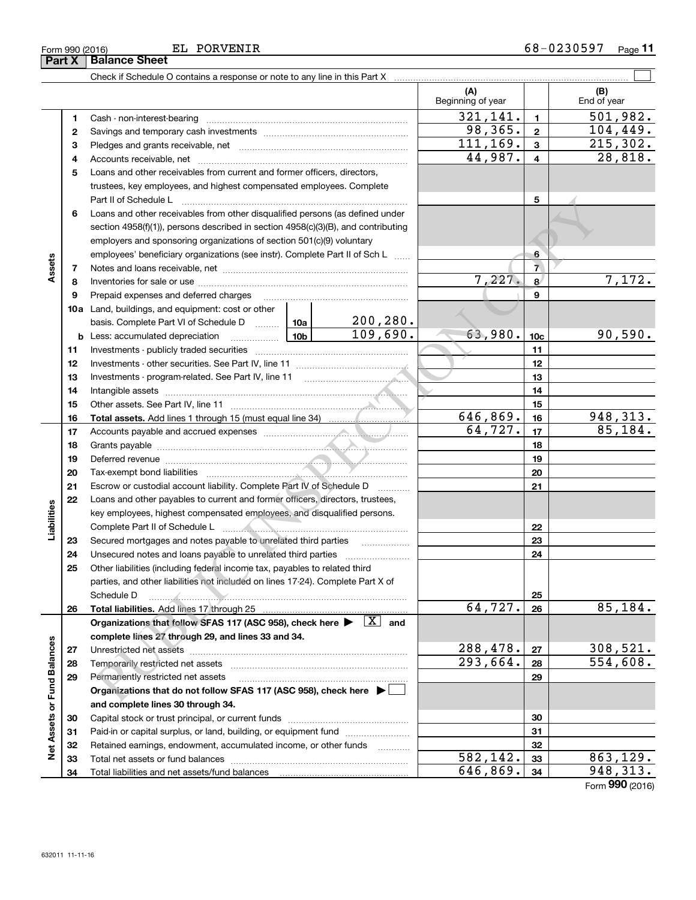Form 990 (2016) EL PORVENIR 68-0230597

## Part X Balance Sheet

Check if Schedule O contains a response or note to any line in this Part X ☐

| | | | (A) Beginning of year | | (B) End of year |
|---|---|---|---|---|---|
| Assets | 1 | Cash - non-interest-bearing | 321,141. | 1 | 501,982. |
| | 2 | Savings and temporary cash investments | 98,365. | 2 | 104,449. |
| | 3 | Pledges and grants receivable, net | 111,169. | 3 | 215,302. |
| | 4 | Accounts receivable, net | 44,987. | 4 | 28,818. |
| | 5 | Loans and other receivables from current and former officers, directors, trustees, key employees, and highest compensated employees. Complete Part II of Schedule L | | 5 | |
| | 6 | Loans and other receivables from other disqualified persons (as defined under section 4958(f)(1)), persons described in section 4958(c)(3)(B), and contributing employers and sponsoring organizations of section 501(c)(9) voluntary employees' beneficiary organizations (see instr). Complete Part II of Sch L | | 6 | |
| | 7 | Notes and loans receivable, net | | 7 | |
| | 8 | Inventories for sale or use | 7,227. | 8 | 7,172. |
| | 9 | Prepaid expenses and deferred charges | | 9 | |
| | 10a | Land, buildings, and equipment: cost or other basis. Complete Part VI of Schedule D ... 10a 200,280. | | | |
| | b | Less: accumulated depreciation ... 10b 109,690. | 63,980. | 10c | 90,590. |
| | 11 | Investments - publicly traded securities | | 11 | |
| | 12 | Investments - other securities. See Part IV, line 11 | | 12 | |
| | 13 | Investments - program-related. See Part IV, line 11 | | 13 | |
| | 14 | Intangible assets | | 14 | |
| | 15 | Other assets. See Part IV, line 11 | | 15 | |
| | 16 | **Total assets.** Add lines 1 through 15 (must equal line 34) | 646,869. | 16 | 948,313. |
| Liabilities | 17 | Accounts payable and accrued expenses | 64,727. | 17 | 85,184. |
| | 18 | Grants payable | | 18 | |
| | 19 | Deferred revenue | | 19 | |
| | 20 | Tax-exempt bond liabilities | | 20 | |
| | 21 | Escrow or custodial account liability. Complete Part IV of Schedule D | | 21 | |
| | 22 | Loans and other payables to current and former officers, directors, trustees, key employees, highest compensated employees, and disqualified persons. Complete Part II of Schedule L | | 22 | |
| | 23 | Secured mortgages and notes payable to unrelated third parties | | 23 | |
| | 24 | Unsecured notes and loans payable to unrelated third parties | | 24 | |
| | 25 | Other liabilities (including federal income tax, payables to related third parties, and other liabilities not included on lines 17-24). Complete Part X of Schedule D | | 25 | |
| | 26 | **Total liabilities.** Add lines 17 through 25 | 64,727. | 26 | 85,184. |
| Net Assets or Fund Balances | | **Organizations that follow SFAS 117 (ASC 958), check here ▶ [X] and complete lines 27 through 29, and lines 33 and 34.** | | | |
| | 27 | Unrestricted net assets | 288,478. | 27 | 308,521. |
| | 28 | Temporarily restricted net assets | 293,664. | 28 | 554,608. |
| | 29 | Permanently restricted net assets | | 29 | |
| | | **Organizations that do not follow SFAS 117 (ASC 958), check here ▶ ☐ and complete lines 30 through 34.** | | | |
| | 30 | Capital stock or trust principal, or current funds | | 30 | |
| | 31 | Paid-in or capital surplus, or land, building, or equipment fund | | 31 | |
| | 32 | Retained earnings, endowment, accumulated income, or other funds | | 32 | |
| | 33 | Total net assets or fund balances | 582,142. | 33 | 863,129. |
| | 34 | Total liabilities and net assets/fund balances | 646,869. | 34 | 948,313. |

Form **990** (2016)

632011 11-11-16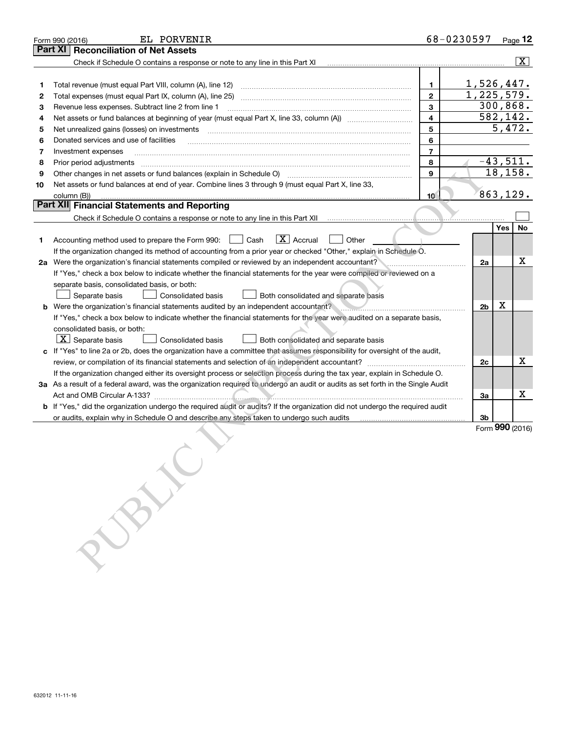Form 990 (2016) EL PORVENIR 68-0230597

## Part XI Reconciliation of Net Assets

Check if Schedule O contains a response or note to any line in this Part XI ..... [X]

| | | | |
|---|---|---|---|
| 1 | Total revenue (must equal Part VIII, column (A), line 12) | 1 | 1,526,447. |
| 2 | Total expenses (must equal Part IX, column (A), line 25) | 2 | 1,225,579. |
| 3 | Revenue less expenses. Subtract line 2 from line 1 | 3 | 300,868. |
| 4 | Net assets or fund balances at beginning of year (must equal Part X, line 33, column (A)) | 4 | 582,142. |
| 5 | Net unrealized gains (losses) on investments | 5 | 5,472. |
| 6 | Donated services and use of facilities | 6 | |
| 7 | Investment expenses | 7 | |
| 8 | Prior period adjustments | 8 | -43,511. |
| 9 | Other changes in net assets or fund balances (explain in Schedule O) | 9 | 18,158. |
| 10 | Net assets or fund balances at end of year. Combine lines 3 through 9 (must equal Part X, line 33, column (B)) | 10 | 863,129. |

## Part XII Financial Statements and Reporting

Check if Schedule O contains a response or note to any line in this Part XII ..... [ ]

| | | | Yes | No |
|---|---|---|---|---|
| 1 | Accounting method used to prepare the Form 990: [ ] Cash [X] Accrual [ ] Other<br>If the organization changed its method of accounting from a prior year or checked "Other," explain in Schedule O. | | | |
| 2a | Were the organization's financial statements compiled or reviewed by an independent accountant?<br>If "Yes," check a box below to indicate whether the financial statements for the year were compiled or reviewed on a separate basis, consolidated basis, or both:<br>[ ] Separate basis [ ] Consolidated basis [ ] Both consolidated and separate basis | 2a | | X |
| b | Were the organization's financial statements audited by an independent accountant?<br>If "Yes," check a box below to indicate whether the financial statements for the year were audited on a separate basis, consolidated basis, or both:<br>[X] Separate basis [ ] Consolidated basis [ ] Both consolidated and separate basis | 2b | X | |
| c | If "Yes" to line 2a or 2b, does the organization have a committee that assumes responsibility for oversight of the audit, review, or compilation of its financial statements and selection of an independent accountant?<br>If the organization changed either its oversight process or selection process during the tax year, explain in Schedule O. | 2c | | X |
| 3a | As a result of a federal award, was the organization required to undergo an audit or audits as set forth in the Single Audit Act and OMB Circular A-133? | 3a | | X |
| b | If "Yes," did the organization undergo the required audit or audits? If the organization did not undergo the required audit or audits, explain why in Schedule O and describe any steps taken to undergo such audits | 3b | | |

Form 990 (2016)

632012 11-11-16